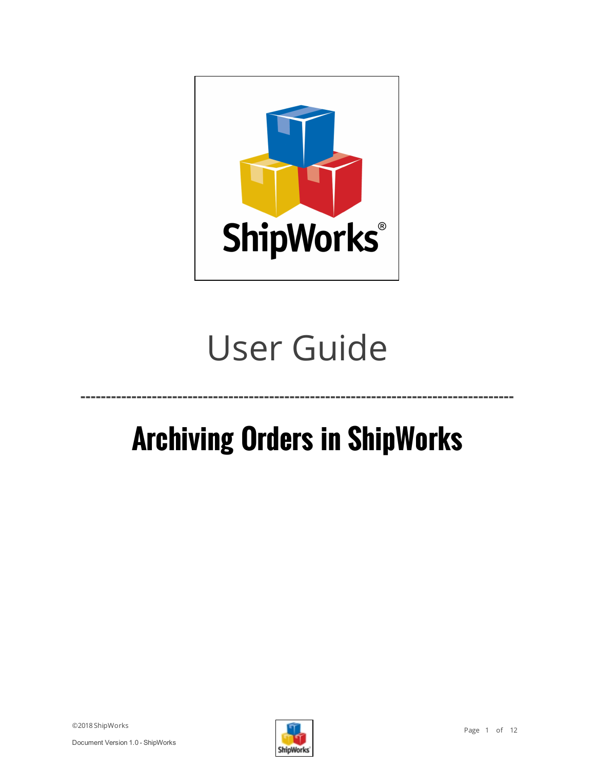# User Guide

---

# Archiving Orders in ShipWorks

©2018 ShipWorks

Document Version 1.0 - ShipWorks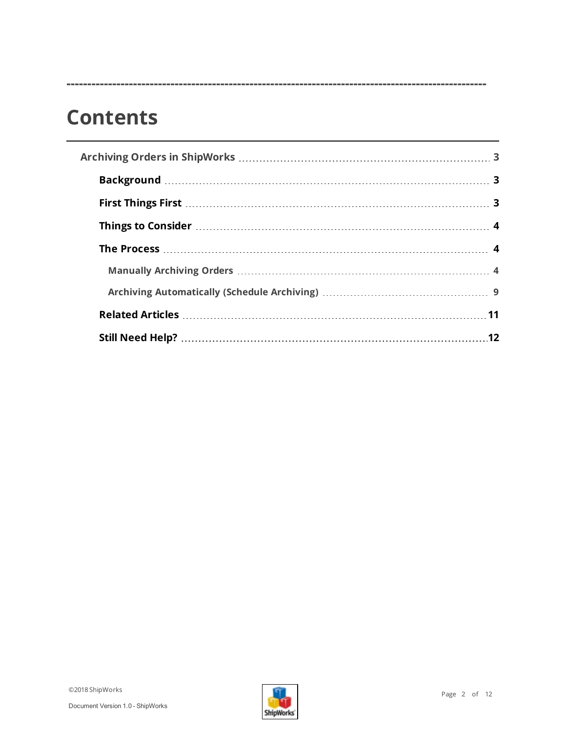# Contents

- Archiving Orders in ShipWorks ..... 3
  - Background ..... 3
  - First Things First ..... 3
  - Things to Consider ..... 4
  - The Process ..... 4
    - Manually Archiving Orders ..... 4
    - Archiving Automatically (Schedule Archiving) ..... 9
  - Related Articles ..... 11
  - Still Need Help? ..... 12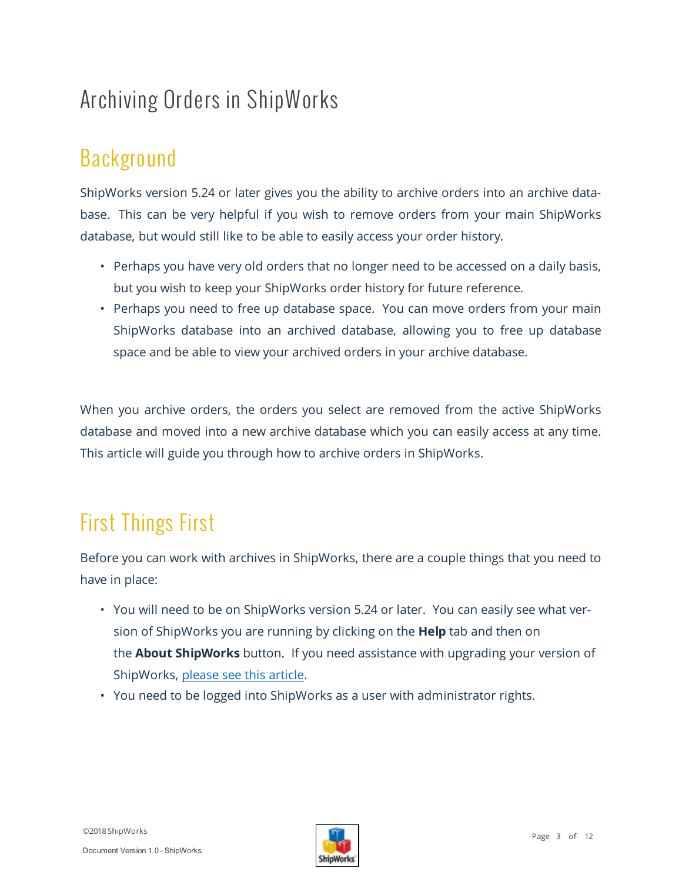# Archiving Orders in ShipWorks

## Background

ShipWorks version 5.24 or later gives you the ability to archive orders into an archive database. This can be very helpful if you wish to remove orders from your main ShipWorks database, but would still like to be able to easily access your order history.

- Perhaps you have very old orders that no longer need to be accessed on a daily basis, but you wish to keep your ShipWorks order history for future reference.
- Perhaps you need to free up database space. You can move orders from your main ShipWorks database into an archived database, allowing you to free up database space and be able to view your archived orders in your archive database.

When you archive orders, the orders you select are removed from the active ShipWorks database and moved into a new archive database which you can easily access at any time. This article will guide you through how to archive orders in ShipWorks.

## First Things First

Before you can work with archives in ShipWorks, there are a couple things that you need to have in place:

- You will need to be on ShipWorks version 5.24 or later. You can easily see what version of ShipWorks you are running by clicking on the **Help** tab and then on the **About ShipWorks** button. If you need assistance with upgrading your version of ShipWorks, please see this article.
- You need to be logged into ShipWorks as a user with administrator rights.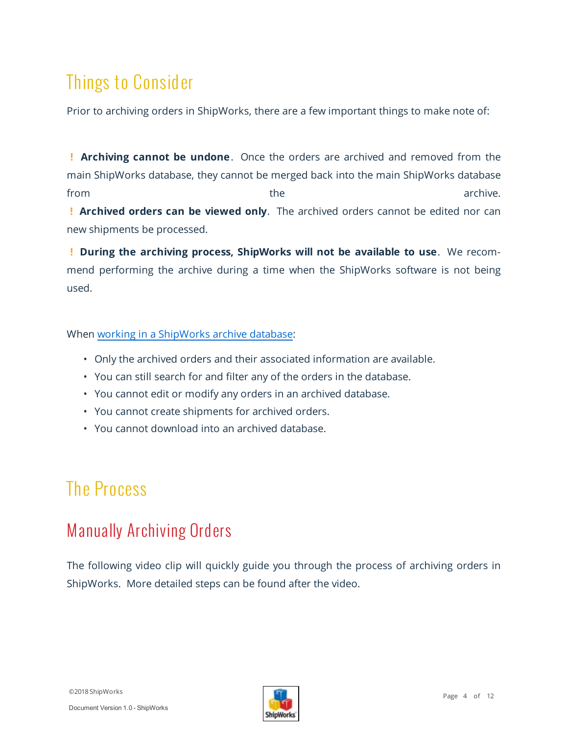# Things to Consider

Prior to archiving orders in ShipWorks, there are a few important things to make note of:

! **Archiving cannot be undone**. Once the orders are archived and removed from the main ShipWorks database, they cannot be merged back into the main ShipWorks database from the archive.

! **Archived orders can be viewed only**. The archived orders cannot be edited nor can new shipments be processed.

! **During the archiving process, ShipWorks will not be available to use**. We recommend performing the archive during a time when the ShipWorks software is not being used.

When working in a ShipWorks archive database:

- Only the archived orders and their associated information are available.
- You can still search for and filter any of the orders in the database.
- You cannot edit or modify any orders in an archived database.
- You cannot create shipments for archived orders.
- You cannot download into an archived database.

# The Process

## Manually Archiving Orders

The following video clip will quickly guide you through the process of archiving orders in ShipWorks. More detailed steps can be found after the video.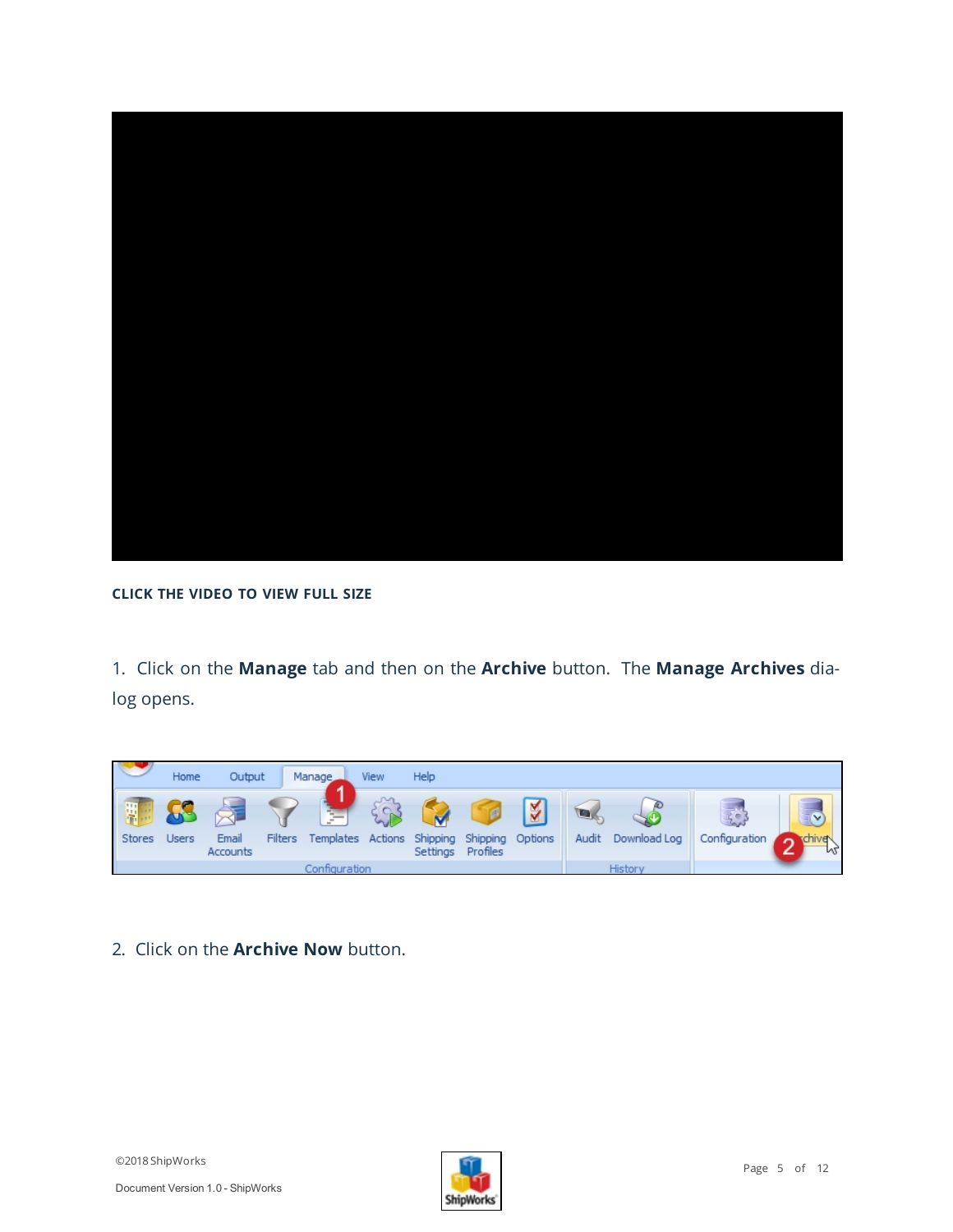**CLICK THE VIDEO TO VIEW FULL SIZE**

1. Click on the **Manage** tab and then on the **Archive** button. The **Manage Archives** dialog opens.

2. Click on the **Archive Now** button.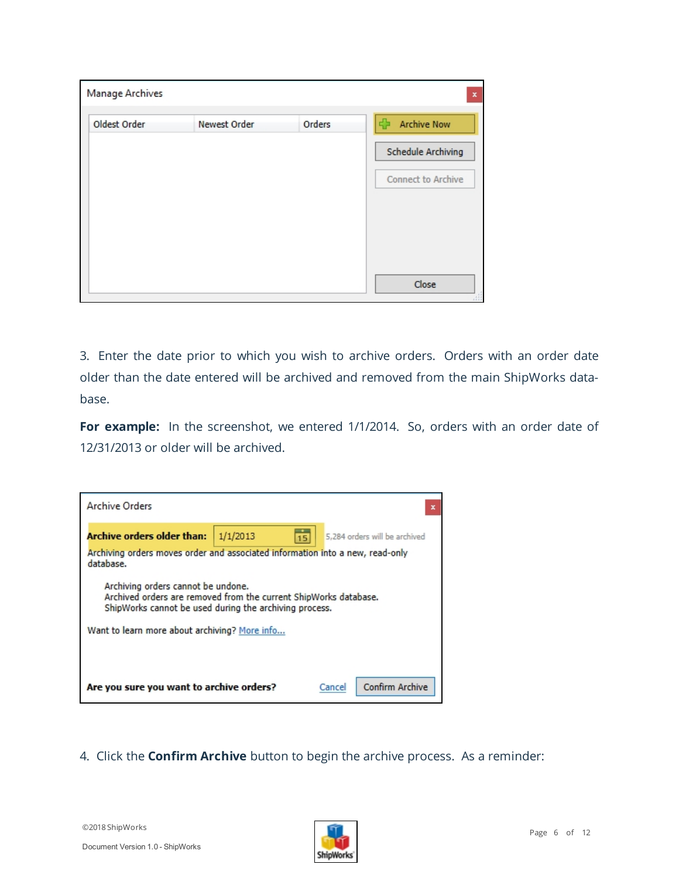3. Enter the date prior to which you wish to archive orders. Orders with an order date older than the date entered will be archived and removed from the main ShipWorks database.

**For example:** In the screenshot, we entered 1/1/2014. So, orders with an order date of 12/31/2013 or older will be archived.

4. Click the **Confirm Archive** button to begin the archive process. As a reminder: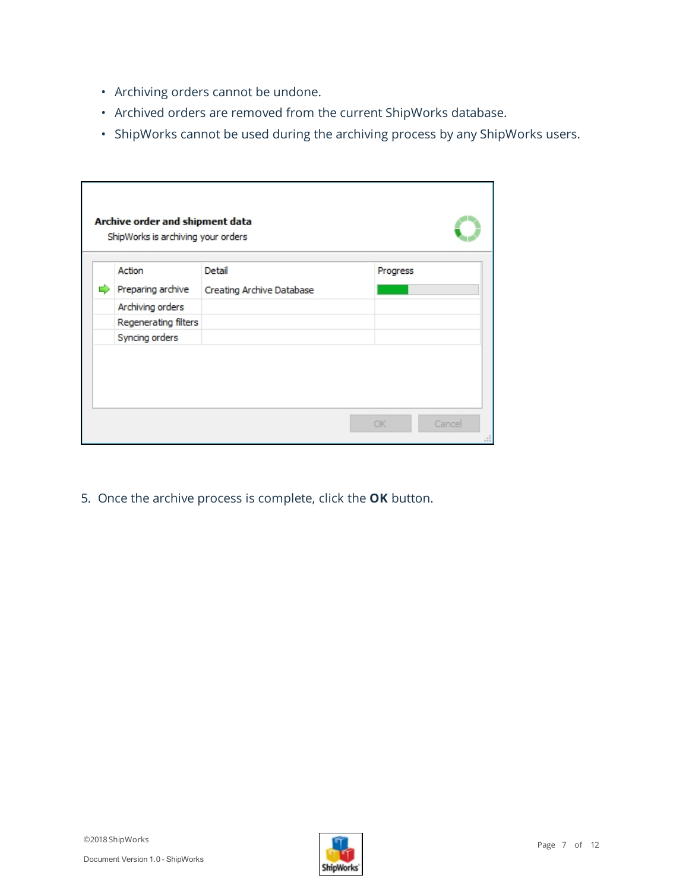- Archiving orders cannot be undone.
- Archived orders are removed from the current ShipWorks database.
- ShipWorks cannot be used during the archiving process by any ShipWorks users.

5. Once the archive process is complete, click the **OK** button.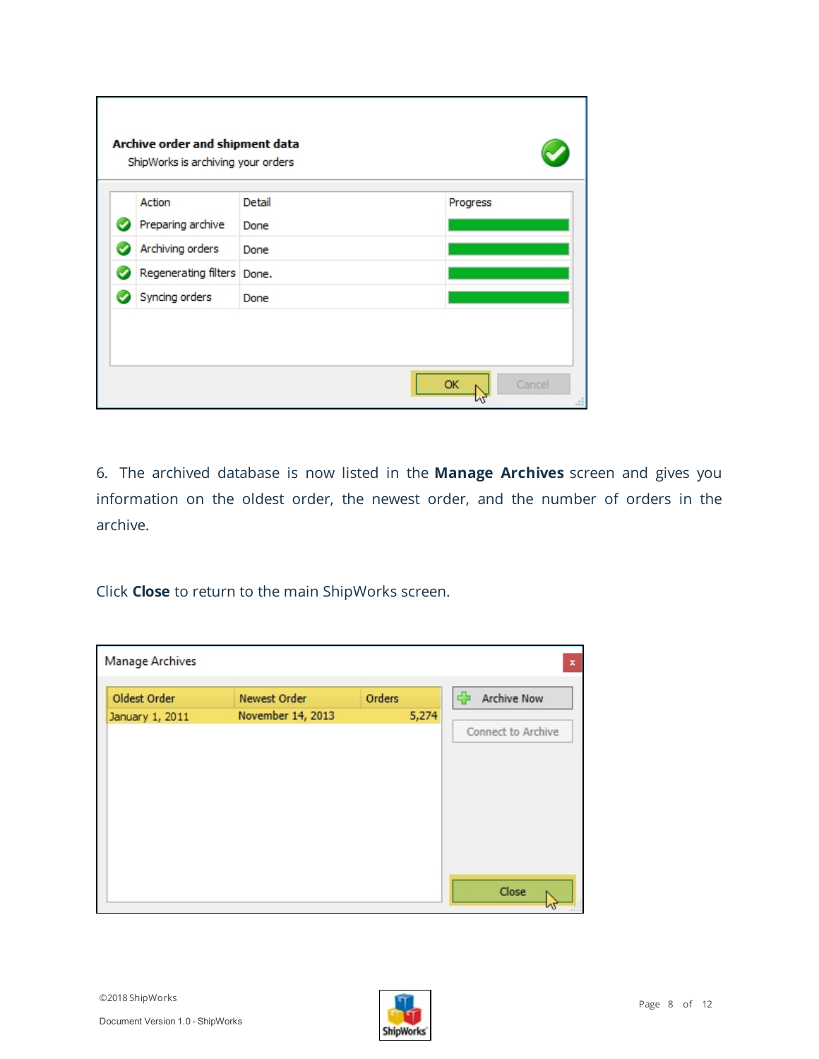6. The archived database is now listed in the **Manage Archives** screen and gives you information on the oldest order, the newest order, and the number of orders in the archive.

Click **Close** to return to the main ShipWorks screen.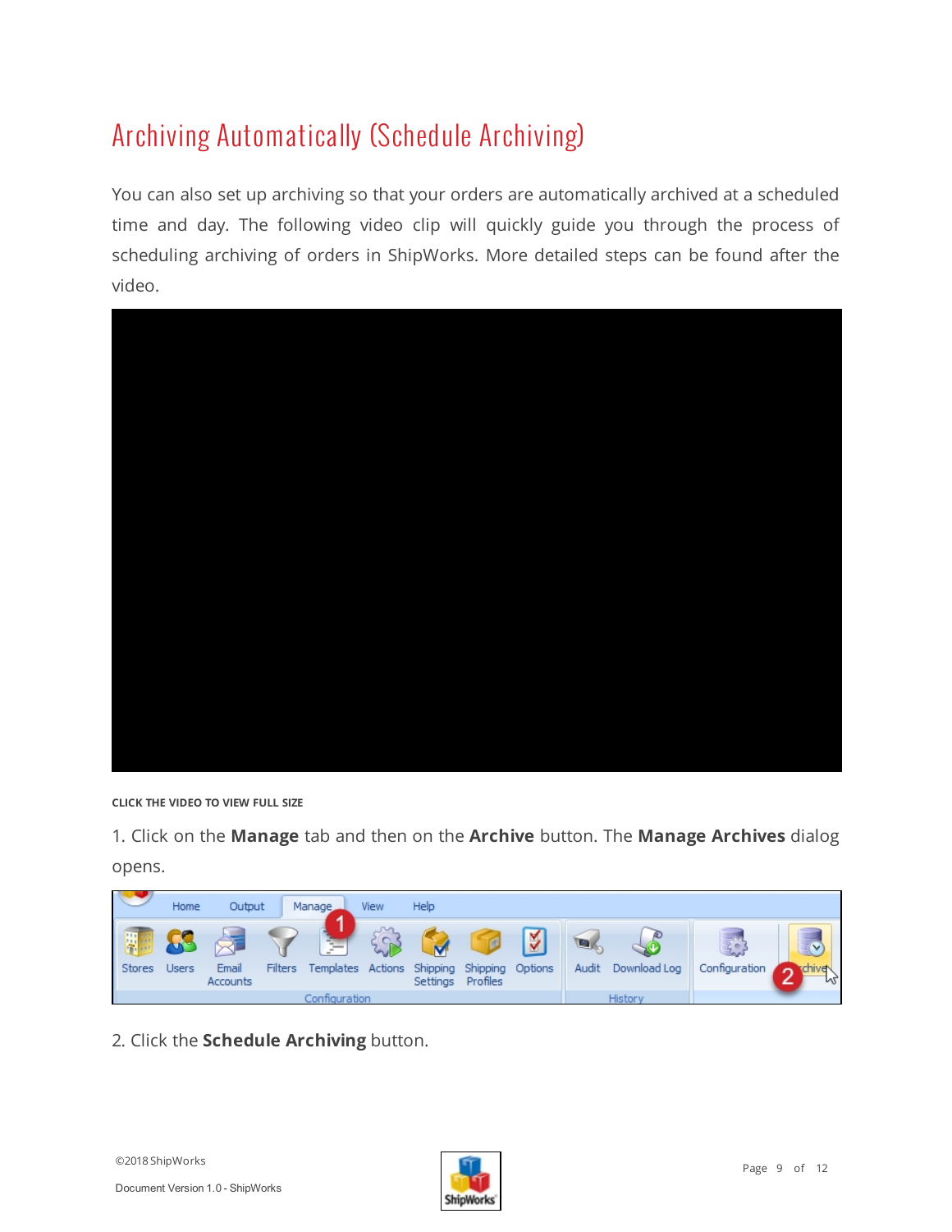# Archiving Automatically (Schedule Archiving)

You can also set up archiving so that your orders are automatically archived at a scheduled time and day. The following video clip will quickly guide you through the process of scheduling archiving of orders in ShipWorks. More detailed steps can be found after the video.

**CLICK THE VIDEO TO VIEW FULL SIZE**

1. Click on the **Manage** tab and then on the **Archive** button. The **Manage Archives** dialog opens.

2. Click the **Schedule Archiving** button.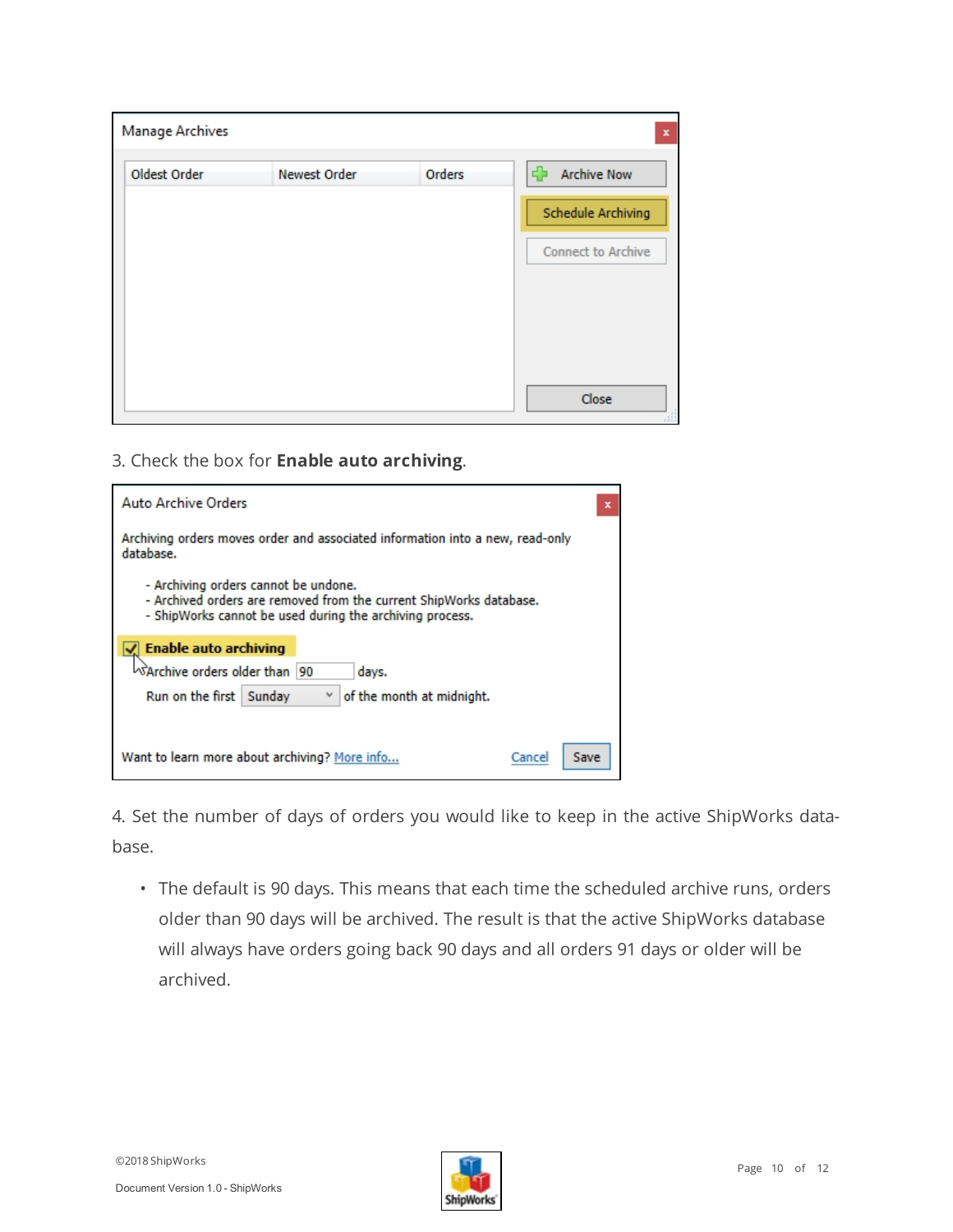3. Check the box for **Enable auto archiving**.

4. Set the number of days of orders you would like to keep in the active ShipWorks database.

- The default is 90 days. This means that each time the scheduled archive runs, orders older than 90 days will be archived. The result is that the active ShipWorks database will always have orders going back 90 days and all orders 91 days or older will be archived.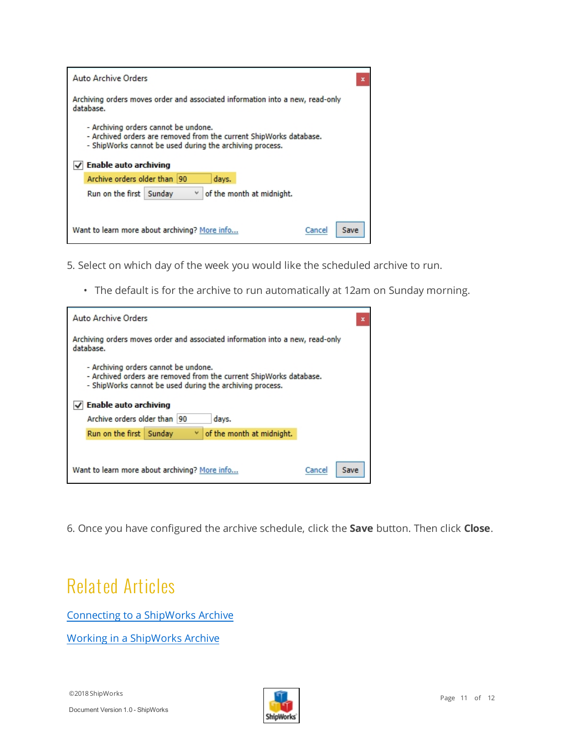5. Select on which day of the week you would like the scheduled archive to run.

- The default is for the archive to run automatically at 12am on Sunday morning.

6. Once you have configured the archive schedule, click the **Save** button. Then click **Close**.

# Related Articles

[Connecting to a ShipWorks Archive]

[Working in a ShipWorks Archive]

©2018 ShipWorks

Document Version 1.0 - ShipWorks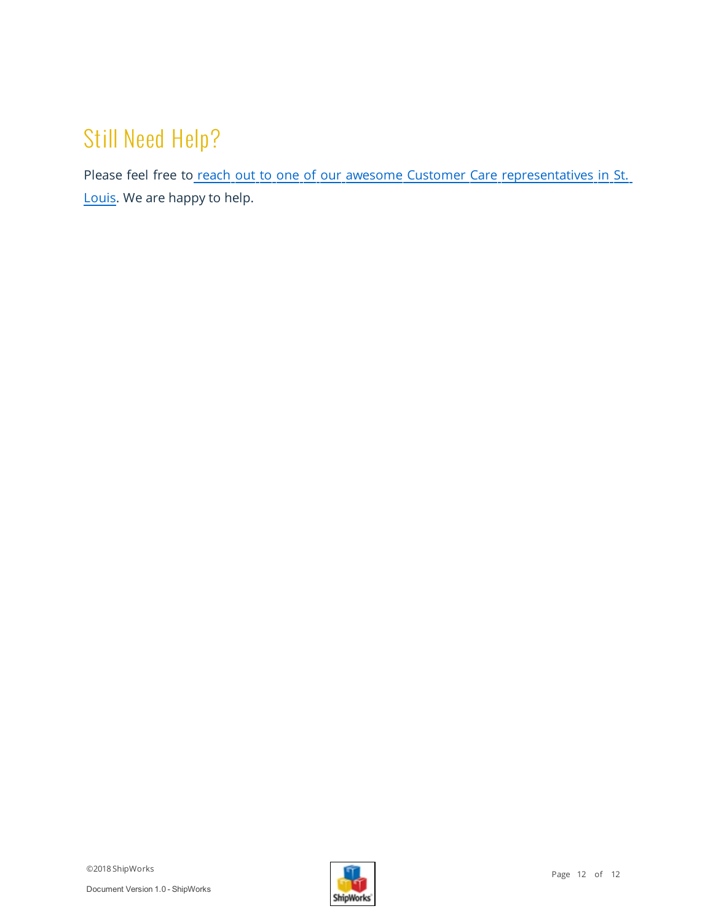## Still Need Help?

Please feel free to reach out to one of our awesome Customer Care representatives in St. Louis. We are happy to help.